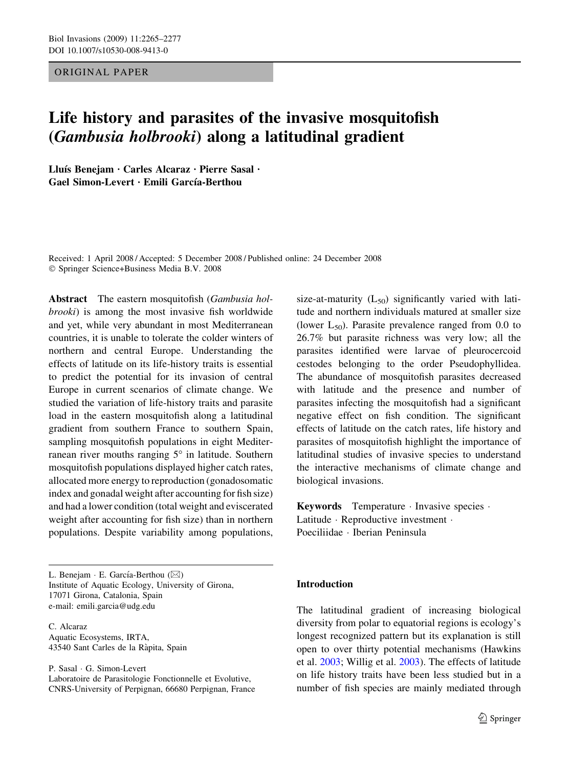ORIGINAL PAPER

# Life history and parasites of the invasive mosquitofish (*Gambusia holbrooki*) along a latitudinal gradient

**Lluís Benejam · Carles Alcaraz · Pierre Sasal · Gael Simon-Levert · Emili García-Berthou**

Received: 1 April 2008 / Accepted: 5 December 2008 / Published online: 24 December 2008
© Springer Science+Business Media B.V. 2008

**Abstract** The eastern mosquitofish (*Gambusia holbrooki*) is among the most invasive fish worldwide and yet, while very abundant in most Mediterranean countries, it is unable to tolerate the colder winters of northern and central Europe. Understanding the effects of latitude on its life-history traits is essential to predict the potential for its invasion of central Europe in current scenarios of climate change. We studied the variation of life-history traits and parasite load in the eastern mosquitofish along a latitudinal gradient from southern France to southern Spain, sampling mosquitofish populations in eight Mediterranean river mouths ranging 5° in latitude. Southern mosquitofish populations displayed higher catch rates, allocated more energy to reproduction (gonadosomatic index and gonadal weight after accounting for fish size) and had a lower condition (total weight and eviscerated weight after accounting for fish size) than in northern populations. Despite variability among populations, size-at-maturity ($L_{50}$) significantly varied with latitude and northern individuals matured at smaller size (lower $L_{50}$). Parasite prevalence ranged from 0.0 to 26.7% but parasite richness was very low; all the parasites identified were larvae of pleurocercoid cestodes belonging to the order Pseudophyllidea. The abundance of mosquitofish parasites decreased with latitude and the presence and number of parasites infecting the mosquitofish had a significant negative effect on fish condition. The significant effects of latitude on the catch rates, life history and parasites of mosquitofish highlight the importance of latitudinal studies of invasive species to understand the interactive mechanisms of climate change and biological invasions.

**Keywords** Temperature · Invasive species · Latitude · Reproductive investment · Poeciliidae · Iberian Peninsula

L. Benejam · E. García-Berthou (✉)
Institute of Aquatic Ecology, University of Girona, 17071 Girona, Catalonia, Spain
e-mail: emili.garcia@udg.edu

C. Alcaraz
Aquatic Ecosystems, IRTA, 43540 Sant Carles de la Ràpita, Spain

P. Sasal · G. Simon-Levert
Laboratoire de Parasitologie Fonctionnelle et Evolutive, CNRS-University of Perpignan, 66680 Perpignan, France

## Introduction

The latitudinal gradient of increasing biological diversity from polar to equatorial regions is ecology's longest recognized pattern but its explanation is still open to over thirty potential mechanisms (Hawkins et al. 2003; Willig et al. 2003). The effects of latitude on life history traits have been less studied but in a number of fish species are mainly mediated through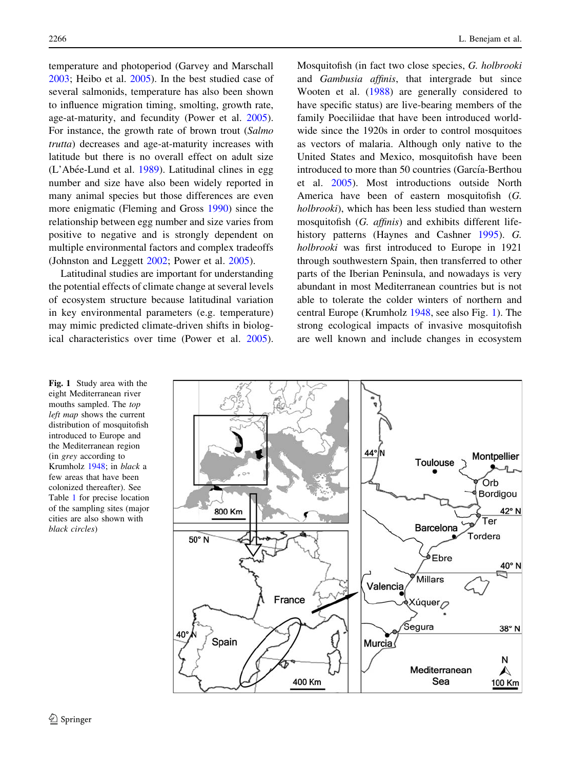temperature and photoperiod (Garvey and Marschall 2003; Heibo et al. 2005). In the best studied case of several salmonids, temperature has also been shown to influence migration timing, smolting, growth rate, age-at-maturity, and fecundity (Power et al. 2005). For instance, the growth rate of brown trout (*Salmo trutta*) decreases and age-at-maturity increases with latitude but there is no overall effect on adult size (L'Abée-Lund et al. 1989). Latitudinal clines in egg number and size have also been widely reported in many animal species but those differences are even more enigmatic (Fleming and Gross 1990) since the relationship between egg number and size varies from positive to negative and is strongly dependent on multiple environmental factors and complex tradeoffs (Johnston and Leggett 2002; Power et al. 2005).

Latitudinal studies are important for understanding the potential effects of climate change at several levels of ecosystem structure because latitudinal variation in key environmental parameters (e.g. temperature) may mimic predicted climate-driven shifts in biological characteristics over time (Power et al. 2005).

Mosquitofish (in fact two close species, *G. holbrooki* and *Gambusia affinis*, that intergrade but since Wooten et al. (1988) are generally considered to have specific status) are live-bearing members of the family Poeciliidae that have been introduced worldwide since the 1920s in order to control mosquitoes as vectors of malaria. Although only native to the United States and Mexico, mosquitofish have been introduced to more than 50 countries (García-Berthou et al. 2005). Most introductions outside North America have been of eastern mosquitofish (*G. holbrooki*), which has been less studied than western mosquitofish (*G. affinis*) and exhibits different life-history patterns (Haynes and Cashner 1995). *G. holbrooki* was first introduced to Europe in 1921 through southwestern Spain, then transferred to other parts of the Iberian Peninsula, and nowadays is very abundant in most Mediterranean countries but is not able to tolerate the colder winters of northern and central Europe (Krumholz 1948, see also Fig. 1). The strong ecological impacts of invasive mosquitofish are well known and include changes in ecosystem

**Fig. 1** Study area with the eight Mediterranean river mouths sampled. The *top left map* shows the current distribution of mosquitofish introduced to Europe and the Mediterranean region (in *grey* according to Krumholz 1948; in *black* a few areas that have been colonized thereafter). See Table 1 for precise location of the sampling sites (major cities are also shown with *black circles*)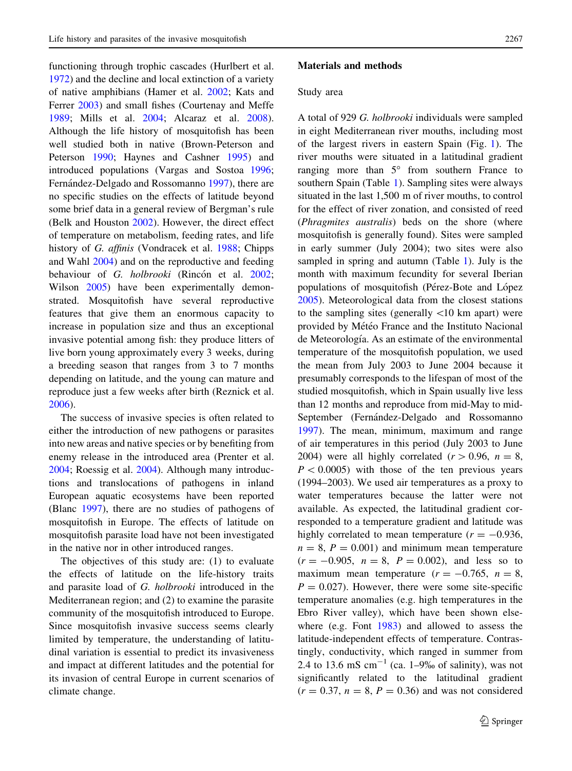functioning through trophic cascades (Hurlbert et al. 1972) and the decline and local extinction of a variety of native amphibians (Hamer et al. 2002; Kats and Ferrer 2003) and small fishes (Courtenay and Meffe 1989; Mills et al. 2004; Alcaraz et al. 2008). Although the life history of mosquitofish has been well studied both in native (Brown-Peterson and Peterson 1990; Haynes and Cashner 1995) and introduced populations (Vargas and Sostoa 1996; Fernández-Delgado and Rossomanno 1997), there are no specific studies on the effects of latitude beyond some brief data in a general review of Bergman's rule (Belk and Houston 2002). However, the direct effect of temperature on metabolism, feeding rates, and life history of *G. affinis* (Vondracek et al. 1988; Chipps and Wahl 2004) and on the reproductive and feeding behaviour of *G. holbrooki* (Rincón et al. 2002; Wilson 2005) have been experimentally demonstrated. Mosquitofish have several reproductive features that give them an enormous capacity to increase in population size and thus an exceptional invasive potential among fish: they produce litters of live born young approximately every 3 weeks, during a breeding season that ranges from 3 to 7 months depending on latitude, and the young can mature and reproduce just a few weeks after birth (Reznick et al. 2006).

The success of invasive species is often related to either the introduction of new pathogens or parasites into new areas and native species or by benefiting from enemy release in the introduced area (Prenter et al. 2004; Roessig et al. 2004). Although many introductions and translocations of pathogens in inland European aquatic ecosystems have been reported (Blanc 1997), there are no studies of pathogens of mosquitofish in Europe. The effects of latitude on mosquitofish parasite load have not been investigated in the native nor in other introduced ranges.

The objectives of this study are: (1) to evaluate the effects of latitude on the life-history traits and parasite load of *G. holbrooki* introduced in the Mediterranean region; and (2) to examine the parasite community of the mosquitofish introduced to Europe. Since mosquitofish invasive success seems clearly limited by temperature, the understanding of latitudinal variation is essential to predict its invasiveness and impact at different latitudes and the potential for its invasion of central Europe in current scenarios of climate change.

## Materials and methods

### Study area

A total of 929 *G. holbrooki* individuals were sampled in eight Mediterranean river mouths, including most of the largest rivers in eastern Spain (Fig. 1). The river mouths were situated in a latitudinal gradient ranging more than 5° from southern France to southern Spain (Table 1). Sampling sites were always situated in the last 1,500 m of river mouths, to control for the effect of river zonation, and consisted of reed (*Phragmites australis*) beds on the shore (where mosquitofish is generally found). Sites were sampled in early summer (July 2004); two sites were also sampled in spring and autumn (Table 1). July is the month with maximum fecundity for several Iberian populations of mosquitofish (Pérez-Bote and López 2005). Meteorological data from the closest stations to the sampling sites (generally <10 km apart) were provided by Météo France and the Instituto Nacional de Meteorología. As an estimate of the environmental temperature of the mosquitofish population, we used the mean from July 2003 to June 2004 because it presumably corresponds to the lifespan of most of the studied mosquitofish, which in Spain usually live less than 12 months and reproduce from mid-May to mid-September (Fernández-Delgado and Rossomanno 1997). The mean, minimum, maximum and range of air temperatures in this period (July 2003 to June 2004) were all highly correlated ($r > 0.96$, $n = 8$, $P < 0.0005$) with those of the ten previous years (1994–2003). We used air temperatures as a proxy to water temperatures because the latter were not available. As expected, the latitudinal gradient corresponded to a temperature gradient and latitude was highly correlated to mean temperature ($r = -0.936$, $n = 8$, $P = 0.001$) and minimum mean temperature ($r = -0.905$, $n = 8$, $P = 0.002$), and less so to maximum mean temperature ($r = -0.765$, $n = 8$, $P = 0.027$). However, there were some site-specific temperature anomalies (e.g. high temperatures in the Ebro River valley), which have been shown elsewhere (e.g. Font 1983) and allowed to assess the latitude-independent effects of temperature. Contrastingly, conductivity, which ranged in summer from 2.4 to 13.6 mS $cm^{-1}$ (ca. 1–9‰ of salinity), was not significantly related to the latitudinal gradient ($r = 0.37$, $n = 8$, $P = 0.36$) and was not considered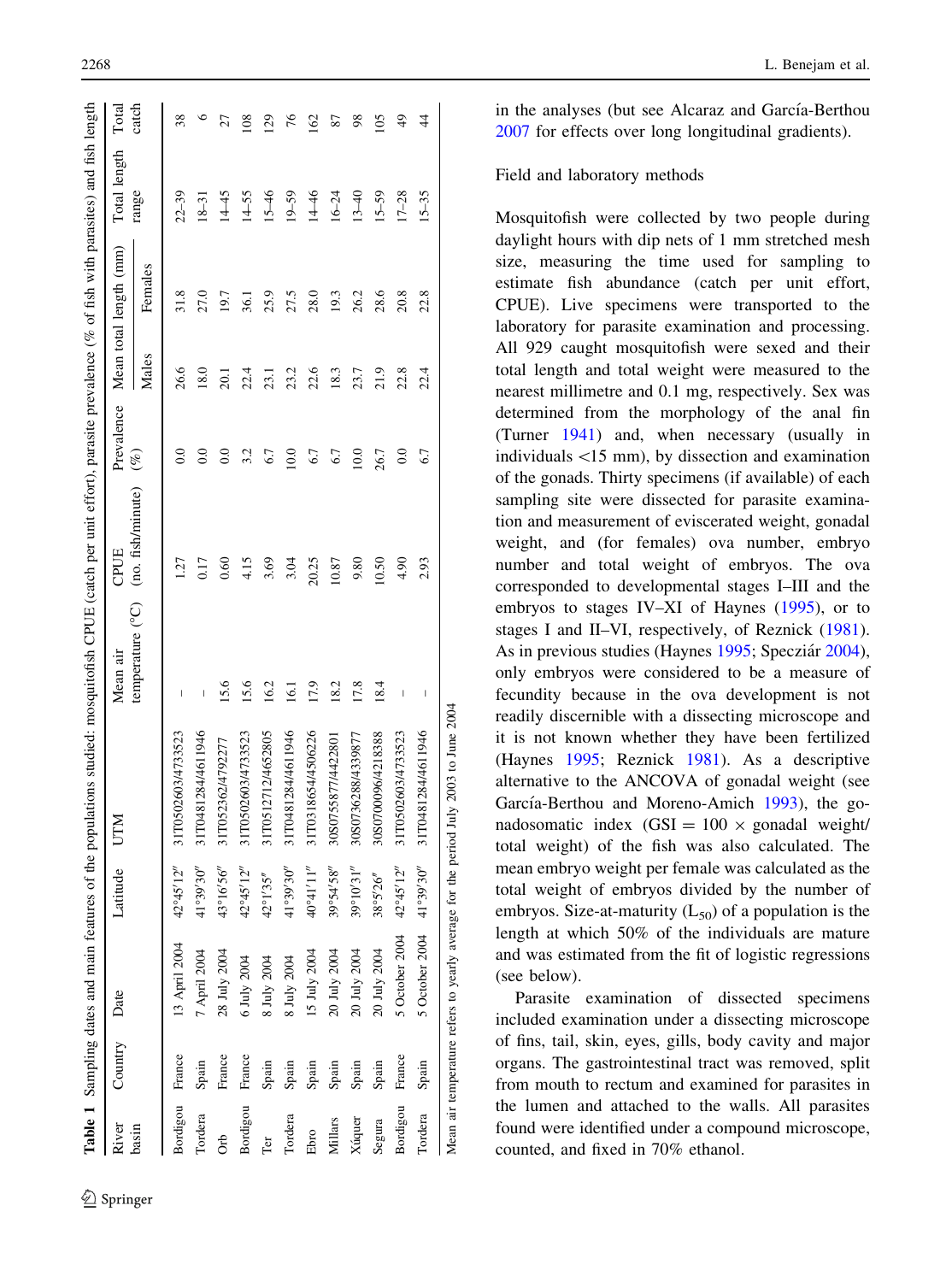**Table 1** Sampling dates and main features of the populations studied: mosquitofish CPUE (catch per unit effort), parasite prevalence (% of fish with parasites) and fish length

| River basin | Country | Date | Latitude | UTM | Mean air temperature (°C) | CPUE (no. fish/minute) | Prevalence (%) | Mean total length (mm) | | Total length range | Total catch |
|---|---|---|---|---|---|---|---|---|---|---|---|
| | | | | | | | | Males | Females | | |
| Bordigou | France | 13 April 2004 | 42°45′12″ | 31T0502603/4733523 | – | 1.27 | 0.0 | 26.6 | 31.8 | 22–39 | 38 |
| Tordera | Spain | 7 April 2004 | 41°39′30″ | 31T0481284/4611946 | – | 0.17 | 0.0 | 18.0 | 27.0 | 18–31 | 6 |
| Orb | France | 28 July 2004 | 43°16′56″ | 31T052362/4792277 | 15.6 | 0.60 | 0.0 | 20.1 | 19.7 | 14–45 | 27 |
| Bordigou | France | 6 July 2004 | 42°45′12″ | 31T0502603/4733523 | 15.6 | 4.15 | 3.2 | 22.4 | 36.1 | 14–55 | 108 |
| Ter | Spain | 8 July 2004 | 42°1′35″ | 31T0512712/4652805 | 16.2 | 3.69 | 6.7 | 23.1 | 25.9 | 15–46 | 129 |
| Tordera | Spain | 8 July 2004 | 41°39′30″ | 31T0481284/4611946 | 16.1 | 3.04 | 10.0 | 23.2 | 27.5 | 19–59 | 76 |
| Ebro | Spain | 15 July 2004 | 40°41′11″ | 31T0318654/4506226 | 17.9 | 20.25 | 6.7 | 22.6 | 28.0 | 14–46 | 162 |
| Millars | Spain | 20 July 2004 | 39°54′58″ | 30S0755877/4422801 | 18.2 | 10.87 | 6.7 | 18.3 | 19.3 | 16–24 | 87 |
| Xúquer | Spain | 20 July 2004 | 39°10′31″ | 30S0736288/4339877 | 17.8 | 9.80 | 10.0 | 23.7 | 26.2 | 13–40 | 98 |
| Segura | Spain | 20 July 2004 | 38°5′26″ | 30S0700096/4218388 | 18.4 | 10.50 | 26.7 | 21.9 | 28.6 | 15–59 | 105 |
| Bordigou | France | 5 October 2004 | 42°45′12″ | 31T0502603/4733523 | – | 4.90 | 0.0 | 22.8 | 20.8 | 17–28 | 49 |
| Tordera | Spain | 5 October 2004 | 41°39′30″ | 31T0481284/4611946 | – | 2.93 | 6.7 | 22.4 | 22.8 | 15–35 | 44 |

Mean air temperature refers to yearly average for the period July 2003 to June 2004

in the analyses (but see Alcaraz and García-Berthou 2007 for effects over long longitudinal gradients).

Field and laboratory methods

Mosquitofish were collected by two people during daylight hours with dip nets of 1 mm stretched mesh size, measuring the time used for sampling to estimate fish abundance (catch per unit effort, CPUE). Live specimens were transported to the laboratory for parasite examination and processing. All 929 caught mosquitofish were sexed and their total length and total weight were measured to the nearest millimetre and 0.1 mg, respectively. Sex was determined from the morphology of the anal fin (Turner 1941) and, when necessary (usually in individuals <15 mm), by dissection and examination of the gonads. Thirty specimens (if available) of each sampling site were dissected for parasite examination and measurement of eviscerated weight, gonadal weight, and (for females) ova number, embryo number and total weight of embryos. The ova corresponded to developmental stages I–III and the embryos to stages IV–XI of Haynes (1995), or to stages I and II–VI, respectively, of Reznick (1981). As in previous studies (Haynes 1995; Specziár 2004), only embryos were considered to be a measure of fecundity because in the ova development is not readily discernible with a dissecting microscope and it is not known whether they have been fertilized (Haynes 1995; Reznick 1981). As a descriptive alternative to the ANCOVA of gonadal weight (see García-Berthou and Moreno-Amich 1993), the gonadosomatic index (GSI = 100 × gonadal weight/total weight) of the fish was also calculated. The mean embryo weight per female was calculated as the total weight of embryos divided by the number of embryos. Size-at-maturity ($L_{50}$) of a population is the length at which 50% of the individuals are mature and was estimated from the fit of logistic regressions (see below).

Parasite examination of dissected specimens included examination under a dissecting microscope of fins, tail, skin, eyes, gills, body cavity and major organs. The gastrointestinal tract was removed, split from mouth to rectum and examined for parasites in the lumen and attached to the walls. All parasites found were identified under a compound microscope, counted, and fixed in 70% ethanol.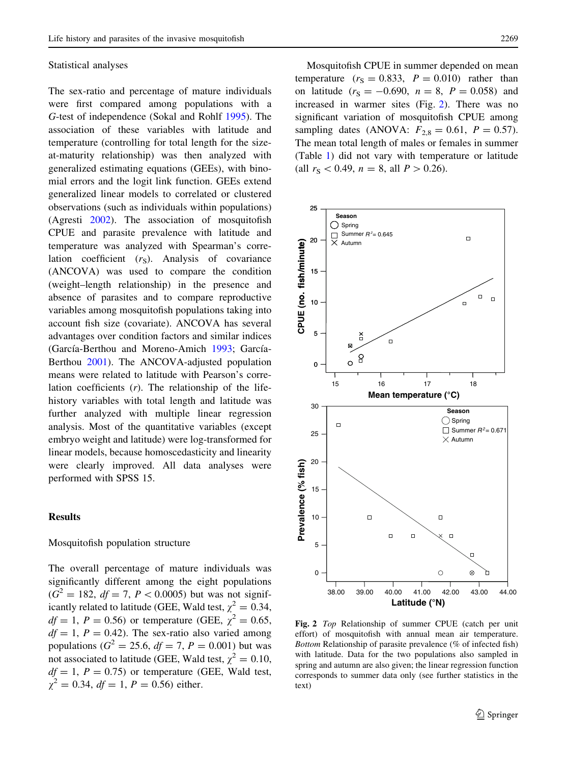Statistical analyses

The sex-ratio and percentage of mature individuals were first compared among populations with a *G*-test of independence (Sokal and Rohlf 1995). The association of these variables with latitude and temperature (controlling for total length for the size-at-maturity relationship) was then analyzed with generalized estimating equations (GEEs), with binomial errors and the logit link function. GEEs extend generalized linear models to correlated or clustered observations (such as individuals within populations) (Agresti 2002). The association of mosquitofish CPUE and parasite prevalence with latitude and temperature was analyzed with Spearman's correlation coefficient ($r_S$). Analysis of covariance (ANCOVA) was used to compare the condition (weight–length relationship) in the presence and absence of parasites and to compare reproductive variables among mosquitofish populations taking into account fish size (covariate). ANCOVA has several advantages over condition factors and similar indices (García-Berthou and Moreno-Amich 1993; García-Berthou 2001). The ANCOVA-adjusted population means were related to latitude with Pearson's correlation coefficients ($r$). The relationship of the life-history variables with total length and latitude was further analyzed with multiple linear regression analysis. Most of the quantitative variables (except embryo weight and latitude) were log-transformed for linear models, because homoscedasticity and linearity were clearly improved. All data analyses were performed with SPSS 15.

## Results

Mosquitofish population structure

The overall percentage of mature individuals was significantly different among the eight populations ($G^2 = 182$, $df = 7$, $P < 0.0005$) but was not significantly related to latitude (GEE, Wald test, $\chi^2 = 0.34$, $df = 1$, $P = 0.56$) or temperature (GEE, $\chi^2 = 0.65$, $df = 1$, $P = 0.42$). The sex-ratio also varied among populations ($G^2 = 25.6$, $df = 7$, $P = 0.001$) but was not associated to latitude (GEE, Wald test, $\chi^2 = 0.10$, $df = 1$, $P = 0.75$) or temperature (GEE, Wald test, $\chi^2 = 0.34$, $df = 1$, $P = 0.56$) either.

Mosquitofish CPUE in summer depended on mean temperature ($r_S = 0.833$, $P = 0.010$) rather than on latitude ($r_S = -0.690$, $n = 8$, $P = 0.058$) and increased in warmer sites (Fig. 2). There was no significant variation of mosquitofish CPUE among sampling dates (ANOVA: $F_{2,8} = 0.61$, $P = 0.57$). The mean total length of males or females in summer (Table 1) did not vary with temperature or latitude (all $r_S < 0.49$, $n = 8$, all $P > 0.26$).

**Fig. 2** *Top* Relationship of summer CPUE (catch per unit effort) of mosquitofish with annual mean air temperature. *Bottom* Relationship of parasite prevalence (% of infected fish) with latitude. Data for the two populations also sampled in spring and autumn are also given; the linear regression function corresponds to summer data only (see further statistics in the text)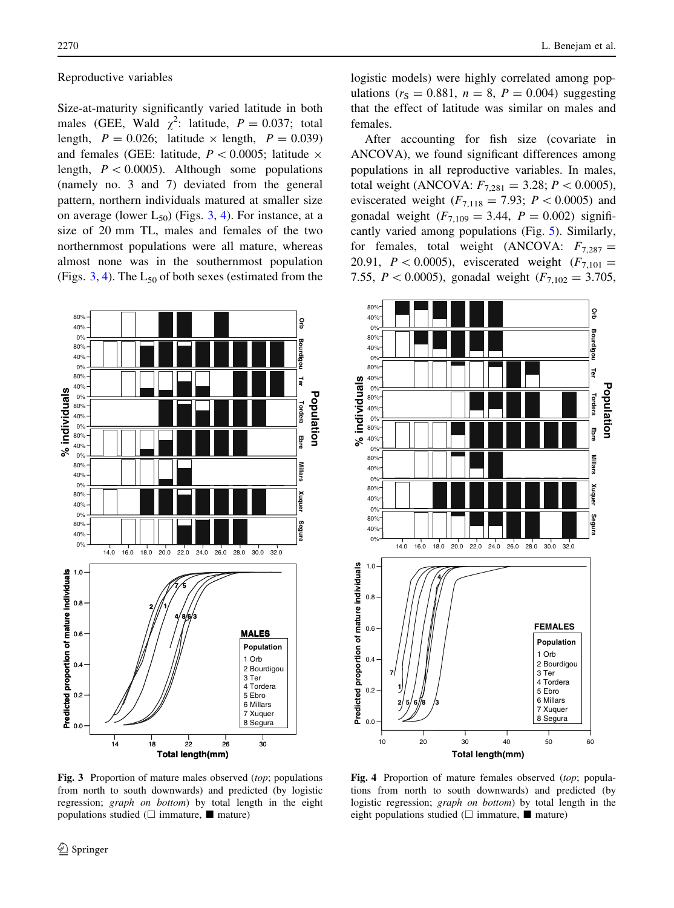Reproductive variables

Size-at-maturity significantly varied latitude in both males (GEE, Wald $\chi^2$: latitude, $P = 0.037$; total length, $P = 0.026$; latitude × length, $P = 0.039$) and females (GEE: latitude, $P < 0.0005$; latitude × length, $P < 0.0005$). Although some populations (namely no. 3 and 7) deviated from the general pattern, northern individuals matured at smaller size on average (lower $L_{50}$) (Figs. 3, 4). For instance, at a size of 20 mm TL, males and females of the two northernmost populations were all mature, whereas almost none was in the southernmost population (Figs. 3, 4). The $L_{50}$ of both sexes (estimated from the logistic models) were highly correlated among populations ($r_S = 0.881$, $n = 8$, $P = 0.004$) suggesting that the effect of latitude was similar on males and females.

After accounting for fish size (covariate in ANCOVA), we found significant differences among populations in all reproductive variables. In males, total weight (ANCOVA: $F_{7,281} = 3.28$; $P < 0.0005$), eviscerated weight ($F_{7,118} = 7.93$; $P < 0.0005$) and gonadal weight ($F_{7,109} = 3.44$, $P = 0.002$) significantly varied among populations (Fig. 5). Similarly, for females, total weight (ANCOVA: $F_{7,287} = 20.91$, $P < 0.0005$), eviscerated weight ($F_{7,101} = 7.55$, $P < 0.0005$), gonadal weight ($F_{7,102} = 3.705$,

**Fig. 3** Proportion of mature males observed (*top*; populations from north to south downwards) and predicted (by logistic regression; *graph on bottom*) by total length in the eight populations studied (□ immature, ■ mature)

**Fig. 4** Proportion of mature females observed (*top*; populations from north to south downwards) and predicted (by logistic regression; *graph on bottom*) by total length in the eight populations studied (□ immature, ■ mature)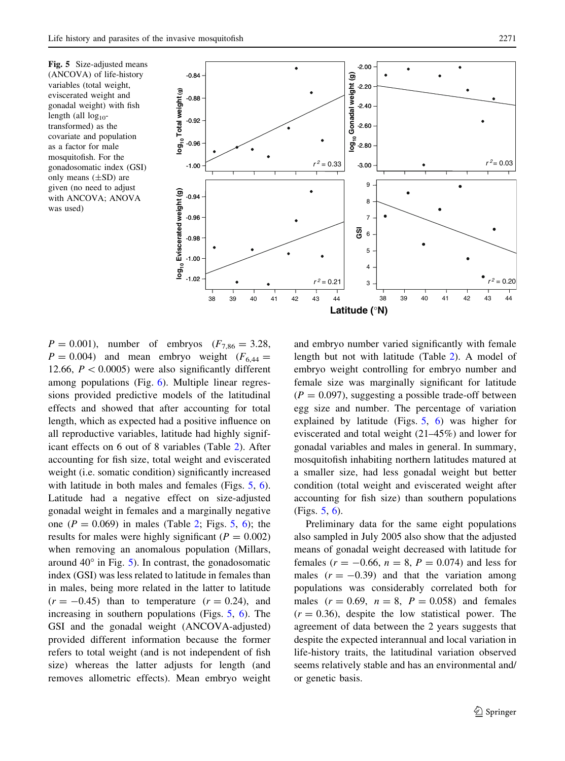Fig. 5 Size-adjusted means (ANCOVA) of life-history variables (total weight, eviscerated weight and gonadal weight) with fish length (all $\log_{10}$-transformed) as the covariate and population as a factor for male mosquitofish. For the gonadosomatic index (GSI) only means ($\pm$SD) are given (no need to adjust with ANCOVA; ANOVA was used)

$P = 0.001$), number of embryos ($F_{7,86} = 3.28$, $P = 0.004$) and mean embryo weight ($F_{6,44} = 12.66$, $P < 0.0005$) were also significantly different among populations (Fig. 6). Multiple linear regressions provided predictive models of the latitudinal effects and showed that after accounting for total length, which as expected had a positive influence on all reproductive variables, latitude had highly significant effects on 6 out of 8 variables (Table 2). After accounting for fish size, total weight and eviscerated weight (i.e. somatic condition) significantly increased with latitude in both males and females (Figs. 5, 6). Latitude had a negative effect on size-adjusted gonadal weight in females and a marginally negative one ($P = 0.069$) in males (Table 2; Figs. 5, 6); the results for males were highly significant ($P = 0.002$) when removing an anomalous population (Millars, around 40° in Fig. 5). In contrast, the gonadosomatic index (GSI) was less related to latitude in females than in males, being more related in the latter to latitude ($r = -0.45$) than to temperature ($r = 0.24$), and increasing in southern populations (Figs. 5, 6). The GSI and the gonadal weight (ANCOVA-adjusted) provided different information because the former refers to total weight (and is not independent of fish size) whereas the latter adjusts for length (and removes allometric effects). Mean embryo weight and embryo number varied significantly with female length but not with latitude (Table 2). A model of embryo weight controlling for embryo number and female size was marginally significant for latitude ($P = 0.097$), suggesting a possible trade-off between egg size and number. The percentage of variation explained by latitude (Figs. 5, 6) was higher for eviscerated and total weight (21–45%) and lower for gonadal variables and males in general. In summary, mosquitofish inhabiting northern latitudes matured at a smaller size, had less gonadal weight but better condition (total weight and eviscerated weight after accounting for fish size) than southern populations (Figs. 5, 6).

Preliminary data for the same eight populations also sampled in July 2005 also show that the adjusted means of gonadal weight decreased with latitude for females ($r = -0.66$, $n = 8$, $P = 0.074$) and less for males ($r = -0.39$) and that the variation among populations was considerably correlated both for males ($r = 0.69$, $n = 8$, $P = 0.058$) and females ($r = 0.36$), despite the low statistical power. The agreement of data between the 2 years suggests that despite the expected interannual and local variation in life-history traits, the latitudinal variation observed seems relatively stable and has an environmental and/or genetic basis.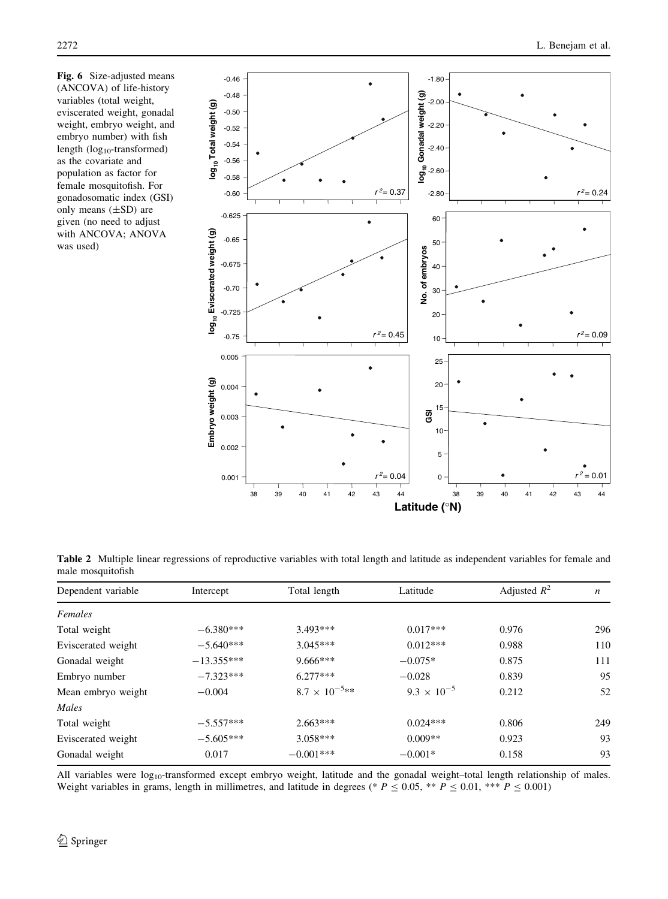**Fig. 6** Size-adjusted means (ANCOVA) of life-history variables (total weight, eviscerated weight, gonadal weight, embryo weight, and embryo number) with fish length ($log_{10}$-transformed) as the covariate and population as factor for female mosquitofish. For gonadosomatic index (GSI) only means (±SD) are given (no need to adjust with ANCOVA; ANOVA was used)

**Table 2** Multiple linear regressions of reproductive variables with total length and latitude as independent variables for female and male mosquitofish

| Dependent variable | Intercept | Total length | Latitude | Adjusted $R^2$ | *n* |
|---|---|---|---|---|---|
| *Females* | | | | | |
| Total weight | −6.380*** | 3.493*** | 0.017*** | 0.976 | 296 |
| Eviscerated weight | −5.640*** | 3.045*** | 0.012*** | 0.988 | 110 |
| Gonadal weight | −13.355*** | 9.666*** | −0.075* | 0.875 | 111 |
| Embryo number | −7.323*** | 6.277*** | −0.028 | 0.839 | 95 |
| Mean embryo weight | −0.004 | $8.7 \times 10^{-5}$** | $9.3 \times 10^{-5}$ | 0.212 | 52 |
| *Males* | | | | | |
| Total weight | −5.557*** | 2.663*** | 0.024*** | 0.806 | 249 |
| Eviscerated weight | −5.605*** | 3.058*** | 0.009** | 0.923 | 93 |
| Gonadal weight | 0.017 | −0.001*** | −0.001* | 0.158 | 93 |

All variables were $log_{10}$-transformed except embryo weight, latitude and the gonadal weight–total length relationship of males. Weight variables in grams, length in millimetres, and latitude in degrees (* $P \leq 0.05$, ** $P \leq 0.01$, *** $P \leq 0.001$)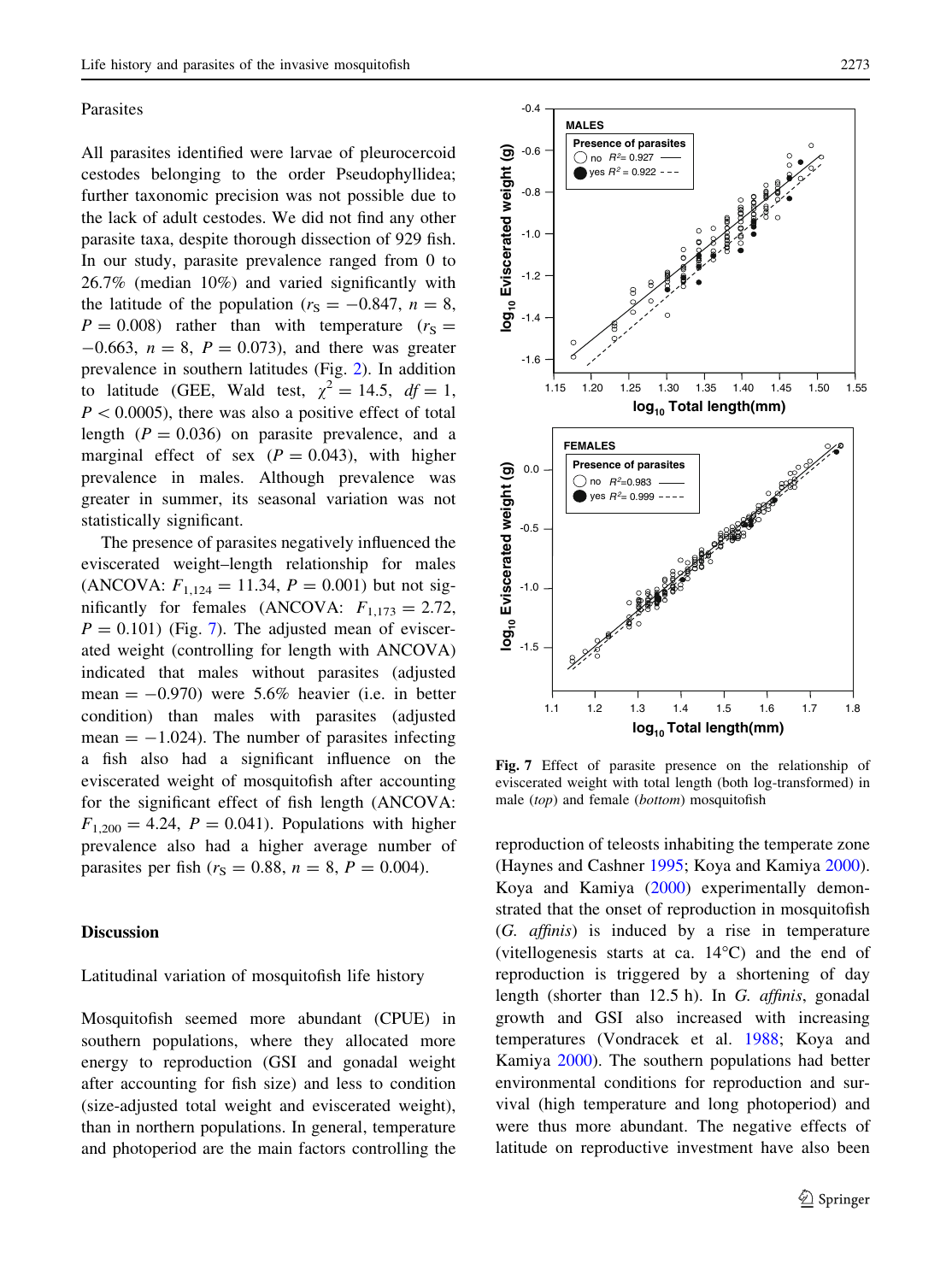## Parasites

All parasites identified were larvae of pleurocercoid cestodes belonging to the order Pseudophyllidea; further taxonomic precision was not possible due to the lack of adult cestodes. We did not find any other parasite taxa, despite thorough dissection of 929 fish. In our study, parasite prevalence ranged from 0 to 26.7% (median 10%) and varied significantly with the latitude of the population ($r_S = -0.847$, $n = 8$, $P = 0.008$) rather than with temperature ($r_S = -0.663$, $n = 8$, $P = 0.073$), and there was greater prevalence in southern latitudes (Fig. 2). In addition to latitude (GEE, Wald test, $\chi^2 = 14.5$, $df = 1$, $P < 0.0005$), there was also a positive effect of total length ($P = 0.036$) on parasite prevalence, and a marginal effect of sex ($P = 0.043$), with higher prevalence in males. Although prevalence was greater in summer, its seasonal variation was not statistically significant.

The presence of parasites negatively influenced the eviscerated weight–length relationship for males (ANCOVA: $F_{1,124} = 11.34$, $P = 0.001$) but not significantly for females (ANCOVA: $F_{1,173} = 2.72$, $P = 0.101$) (Fig. 7). The adjusted mean of eviscerated weight (controlling for length with ANCOVA) indicated that males without parasites (adjusted mean $= -0.970$) were 5.6% heavier (i.e. in better condition) than males with parasites (adjusted mean $= -1.024$). The number of parasites infecting a fish also had a significant influence on the eviscerated weight of mosquitofish after accounting for the significant effect of fish length (ANCOVA: $F_{1,200} = 4.24$, $P = 0.041$). Populations with higher prevalence also had a higher average number of parasites per fish ($r_S = 0.88$, $n = 8$, $P = 0.004$).

**Fig. 7** Effect of parasite presence on the relationship of eviscerated weight with total length (both log-transformed) in male (*top*) and female (*bottom*) mosquitofish

# Discussion

## Latitudinal variation of mosquitofish life history

Mosquitofish seemed more abundant (CPUE) in southern populations, where they allocated more energy to reproduction (GSI and gonadal weight after accounting for fish size) and less to condition (size-adjusted total weight and eviscerated weight), than in northern populations. In general, temperature and photoperiod are the main factors controlling the reproduction of teleosts inhabiting the temperate zone (Haynes and Cashner 1995; Koya and Kamiya 2000). Koya and Kamiya (2000) experimentally demonstrated that the onset of reproduction in mosquitofish (*G. affinis*) is induced by a rise in temperature (vitellogenesis starts at ca. 14°C) and the end of reproduction is triggered by a shortening of day length (shorter than 12.5 h). In *G. affinis*, gonadal growth and GSI also increased with increasing temperatures (Vondracek et al. 1988; Koya and Kamiya 2000). The southern populations had better environmental conditions for reproduction and survival (high temperature and long photoperiod) and were thus more abundant. The negative effects of latitude on reproductive investment have also been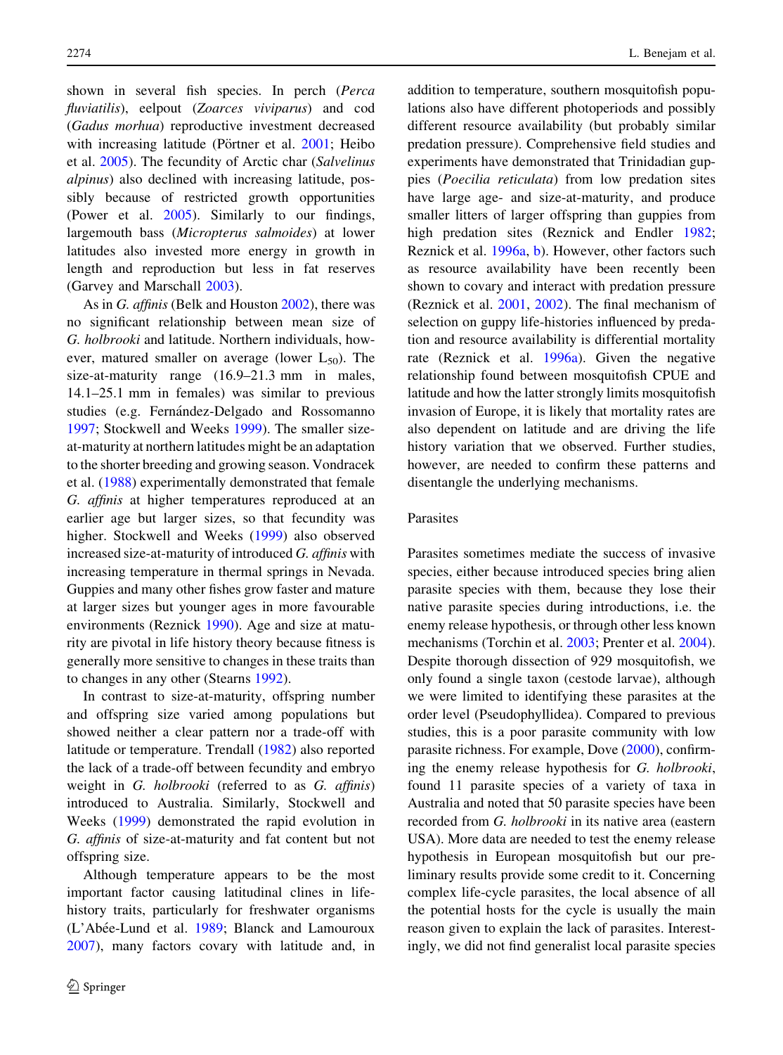shown in several fish species. In perch (*Perca fluviatilis*), eelpout (*Zoarces viviparus*) and cod (*Gadus morhua*) reproductive investment decreased with increasing latitude (Pörtner et al. 2001; Heibo et al. 2005). The fecundity of Arctic char (*Salvelinus alpinus*) also declined with increasing latitude, possibly because of restricted growth opportunities (Power et al. 2005). Similarly to our findings, largemouth bass (*Micropterus salmoides*) at lower latitudes also invested more energy in growth in length and reproduction but less in fat reserves (Garvey and Marschall 2003).

As in *G. affinis* (Belk and Houston 2002), there was no significant relationship between mean size of *G. holbrooki* and latitude. Northern individuals, however, matured smaller on average (lower $L_{50}$). The size-at-maturity range (16.9–21.3 mm in males, 14.1–25.1 mm in females) was similar to previous studies (e.g. Fernández-Delgado and Rossomanno 1997; Stockwell and Weeks 1999). The smaller size-at-maturity at northern latitudes might be an adaptation to the shorter breeding and growing season. Vondracek et al. (1988) experimentally demonstrated that female *G. affinis* at higher temperatures reproduced at an earlier age but larger sizes, so that fecundity was higher. Stockwell and Weeks (1999) also observed increased size-at-maturity of introduced *G. affinis* with increasing temperature in thermal springs in Nevada. Guppies and many other fishes grow faster and mature at larger sizes but younger ages in more favourable environments (Reznick 1990). Age and size at maturity are pivotal in life history theory because fitness is generally more sensitive to changes in these traits than to changes in any other (Stearns 1992).

In contrast to size-at-maturity, offspring number and offspring size varied among populations but showed neither a clear pattern nor a trade-off with latitude or temperature. Trendall (1982) also reported the lack of a trade-off between fecundity and embryo weight in *G. holbrooki* (referred to as *G. affinis*) introduced to Australia. Similarly, Stockwell and Weeks (1999) demonstrated the rapid evolution in *G. affinis* of size-at-maturity and fat content but not offspring size.

Although temperature appears to be the most important factor causing latitudinal clines in life-history traits, particularly for freshwater organisms (L'Abée-Lund et al. 1989; Blanck and Lamouroux 2007), many factors covary with latitude and, in addition to temperature, southern mosquitofish populations also have different photoperiods and possibly different resource availability (but probably similar predation pressure). Comprehensive field studies and experiments have demonstrated that Trinidadian guppies (*Poecilia reticulata*) from low predation sites have large age- and size-at-maturity, and produce smaller litters of larger offspring than guppies from high predation sites (Reznick and Endler 1982; Reznick et al. 1996a, b). However, other factors such as resource availability have been recently been shown to covary and interact with predation pressure (Reznick et al. 2001, 2002). The final mechanism of selection on guppy life-histories influenced by predation and resource availability is differential mortality rate (Reznick et al. 1996a). Given the negative relationship found between mosquitofish CPUE and latitude and how the latter strongly limits mosquitofish invasion of Europe, it is likely that mortality rates are also dependent on latitude and are driving the life history variation that we observed. Further studies, however, are needed to confirm these patterns and disentangle the underlying mechanisms.

## Parasites

Parasites sometimes mediate the success of invasive species, either because introduced species bring alien parasite species with them, because they lose their native parasite species during introductions, i.e. the enemy release hypothesis, or through other less known mechanisms (Torchin et al. 2003; Prenter et al. 2004). Despite thorough dissection of 929 mosquitofish, we only found a single taxon (cestode larvae), although we were limited to identifying these parasites at the order level (Pseudophyllidea). Compared to previous studies, this is a poor parasite community with low parasite richness. For example, Dove (2000), confirming the enemy release hypothesis for *G. holbrooki*, found 11 parasite species of a variety of taxa in Australia and noted that 50 parasite species have been recorded from *G. holbrooki* in its native area (eastern USA). More data are needed to test the enemy release hypothesis in European mosquitofish but our preliminary results provide some credit to it. Concerning complex life-cycle parasites, the local absence of all the potential hosts for the cycle is usually the main reason given to explain the lack of parasites. Interestingly, we did not find generalist local parasite species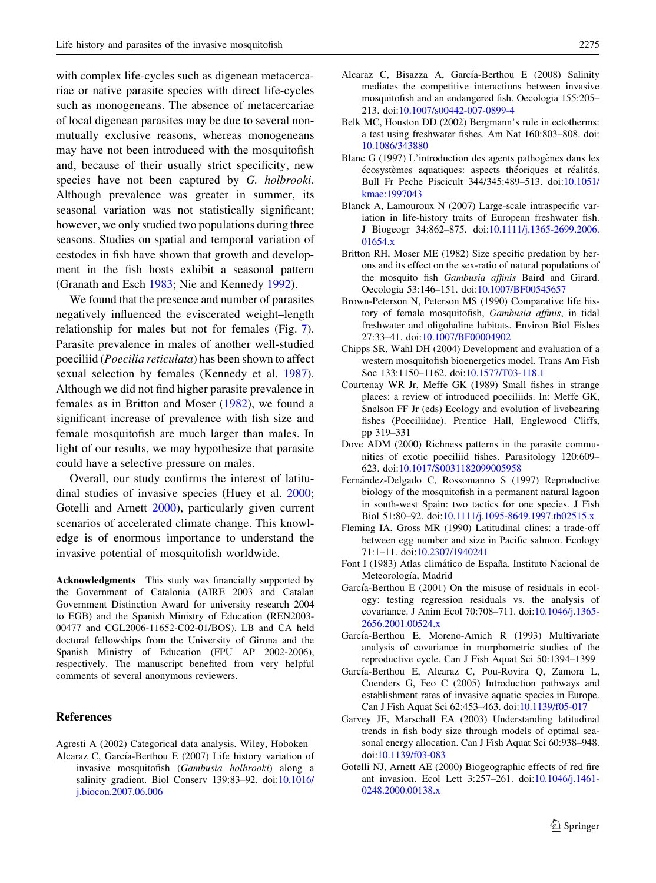with complex life-cycles such as digenean metacercariae or native parasite species with direct life-cycles such as monogeneans. The absence of metacercariae of local digenean parasites may be due to several non-mutually exclusive reasons, whereas monogeneans may have not been introduced with the mosquitofish and, because of their usually strict specificity, new species have not been captured by *G. holbrooki*. Although prevalence was greater in summer, its seasonal variation was not statistically significant; however, we only studied two populations during three seasons. Studies on spatial and temporal variation of cestodes in fish have shown that growth and development in the fish hosts exhibit a seasonal pattern (Granath and Esch 1983; Nie and Kennedy 1992).

We found that the presence and number of parasites negatively influenced the eviscerated weight–length relationship for males but not for females (Fig. 7). Parasite prevalence in males of another well-studied poeciliid (*Poecilia reticulata*) has been shown to affect sexual selection by females (Kennedy et al. 1987). Although we did not find higher parasite prevalence in females as in Britton and Moser (1982), we found a significant increase of prevalence with fish size and female mosquitofish are much larger than males. In light of our results, we may hypothesize that parasite could have a selective pressure on males.

Overall, our study confirms the interest of latitudinal studies of invasive species (Huey et al. 2000; Gotelli and Arnett 2000), particularly given current scenarios of accelerated climate change. This knowledge is of enormous importance to understand the invasive potential of mosquitofish worldwide.

**Acknowledgments** This study was financially supported by the Government of Catalonia (AIRE 2003 and Catalan Government Distinction Award for university research 2004 to EGB) and the Spanish Ministry of Education (REN2003-00477 and CGL2006-11652-C02-01/BOS). LB and CA held doctoral fellowships from the University of Girona and the Spanish Ministry of Education (FPU AP 2002-2006), respectively. The manuscript benefited from very helpful comments of several anonymous reviewers.

## References

Agresti A (2002) Categorical data analysis. Wiley, Hoboken

Alcaraz C, García-Berthou E (2007) Life history variation of invasive mosquitofish (*Gambusia holbrooki*) along a salinity gradient. Biol Conserv 139:83–92. doi:10.1016/j.biocon.2007.06.006

Alcaraz C, Bisazza A, García-Berthou E (2008) Salinity mediates the competitive interactions between invasive mosquitofish and an endangered fish. Oecologia 155:205–213. doi:10.1007/s00442-007-0899-4

Belk MC, Houston DD (2002) Bergmann's rule in ectotherms: a test using freshwater fishes. Am Nat 160:803–808. doi:10.1086/343880

Blanc G (1997) L'introduction des agents pathogènes dans les écosystèmes aquatiques: aspects théoriques et réalités. Bull Fr Peche Piscicult 344/345:489–513. doi:10.1051/kmae:1997043

Blanck A, Lamouroux N (2007) Large-scale intraspecific variation in life-history traits of European freshwater fish. J Biogeogr 34:862–875. doi:10.1111/j.1365-2699.2006.01654.x

Britton RH, Moser ME (1982) Size specific predation by herons and its effect on the sex-ratio of natural populations of the mosquito fish *Gambusia affinis* Baird and Girard. Oecologia 53:146–151. doi:10.1007/BF00545657

Brown-Peterson N, Peterson MS (1990) Comparative life history of female mosquitofish, *Gambusia affinis*, in tidal freshwater and oligohaline habitats. Environ Biol Fishes 27:33–41. doi:10.1007/BF00004902

Chipps SR, Wahl DH (2004) Development and evaluation of a western mosquitofish bioenergetics model. Trans Am Fish Soc 133:1150–1162. doi:10.1577/T03-118.1

Courtenay WR Jr, Meffe GK (1989) Small fishes in strange places: a review of introduced poeciliids. In: Meffe GK, Snelson FF Jr (eds) Ecology and evolution of livebearing fishes (Poeciliidae). Prentice Hall, Englewood Cliffs, pp 319–331

Dove ADM (2000) Richness patterns in the parasite communities of exotic poeciliid fishes. Parasitology 120:609–623. doi:10.1017/S0031182099005958

Fernández-Delgado C, Rossomanno S (1997) Reproductive biology of the mosquitofish in a permanent natural lagoon in south-west Spain: two tactics for one species. J Fish Biol 51:80–92. doi:10.1111/j.1095-8649.1997.tb02515.x

Fleming IA, Gross MR (1990) Latitudinal clines: a trade-off between egg number and size in Pacific salmon. Ecology 71:1–11. doi:10.2307/1940241

Font I (1983) Atlas climático de España. Instituto Nacional de Meteorología, Madrid

García-Berthou E (2001) On the misuse of residuals in ecology: testing regression residuals vs. the analysis of covariance. J Anim Ecol 70:708–711. doi:10.1046/j.1365-2656.2001.00524.x

García-Berthou E, Moreno-Amich R (1993) Multivariate analysis of covariance in morphometric studies of the reproductive cycle. Can J Fish Aquat Sci 50:1394–1399

García-Berthou E, Alcaraz C, Pou-Rovira Q, Zamora L, Coenders G, Feo C (2005) Introduction pathways and establishment rates of invasive aquatic species in Europe. Can J Fish Aquat Sci 62:453–463. doi:10.1139/f05-017

Garvey JE, Marschall EA (2003) Understanding latitudinal trends in fish body size through models of optimal seasonal energy allocation. Can J Fish Aquat Sci 60:938–948. doi:10.1139/f03-083

Gotelli NJ, Arnett AE (2000) Biogeographic effects of red fire ant invasion. Ecol Lett 3:257–261. doi:10.1046/j.1461-0248.2000.00138.x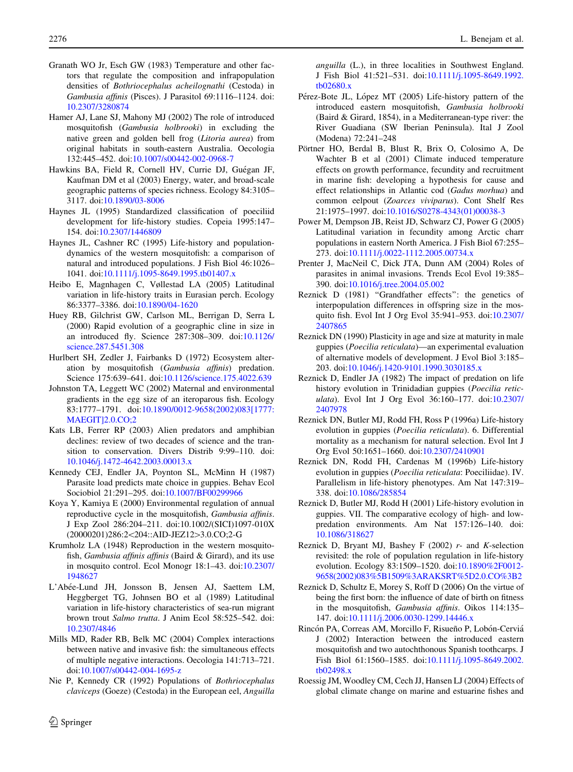Granath WO Jr, Esch GW (1983) Temperature and other factors that regulate the composition and infrapopulation densities of *Bothriocephalus acheilognathi* (Cestoda) in *Gambusia affinis* (Pisces). J Parasitol 69:1116–1124. doi:10.2307/3280874

Hamer AJ, Lane SJ, Mahony MJ (2002) The role of introduced mosquitofish (*Gambusia holbrooki*) in excluding the native green and golden bell frog (*Litoria aurea*) from original habitats in south-eastern Australia. Oecologia 132:445–452. doi:10.1007/s00442-002-0968-7

Hawkins BA, Field R, Cornell HV, Currie DJ, Guégan JF, Kaufman DM et al (2003) Energy, water, and broad-scale geographic patterns of species richness. Ecology 84:3105–3117. doi:10.1890/03-8006

Haynes JL (1995) Standardized classification of poeciliid development for life-history studies. Copeia 1995:147–154. doi:10.2307/1446809

Haynes JL, Cashner RC (1995) Life-history and population-dynamics of the western mosquitofish: a comparison of natural and introduced populations. J Fish Biol 46:1026–1041. doi:10.1111/j.1095-8649.1995.tb01407.x

Heibo E, Magnhagen C, Vøllestad LA (2005) Latitudinal variation in life-history traits in Eurasian perch. Ecology 86:3377–3386. doi:10.1890/04-1620

Huey RB, Gilchrist GW, Carlson ML, Berrigan D, Serra L (2000) Rapid evolution of a geographic cline in size in an introduced fly. Science 287:308–309. doi:10.1126/science.287.5451.308

Hurlbert SH, Zedler J, Fairbanks D (1972) Ecosystem alteration by mosquitofish (*Gambusia affinis*) predation. Science 175:639–641. doi:10.1126/science.175.4022.639

Johnston TA, Leggett WC (2002) Maternal and environmental gradients in the egg size of an iteroparous fish. Ecology 83:1777–1791. doi:10.1890/0012-9658(2002)083[1777:MAEGIT]2.0.CO;2

Kats LB, Ferrer RP (2003) Alien predators and amphibian declines: review of two decades of science and the transition to conservation. Divers Distrib 9:99–110. doi:10.1046/j.1472-4642.2003.00013.x

Kennedy CEJ, Endler JA, Poynton SL, McMinn H (1987) Parasite load predicts mate choice in guppies. Behav Ecol Sociobiol 21:291–295. doi:10.1007/BF00299966

Koya Y, Kamiya E (2000) Environmental regulation of annual reproductive cycle in the mosquitofish, *Gambusia affinis*. J Exp Zool 286:204–211. doi:10.1002/(SICI)1097-010X(20000201)286:2<204::AID-JEZ12>3.0.CO;2-G

Krumholz LA (1948) Reproduction in the western mosquitofish, *Gambusia affinis affinis* (Baird & Girard), and its use in mosquito control. Ecol Monogr 18:1–43. doi:10.2307/1948627

L'Abée-Lund JH, Jonsson B, Jensen AJ, Saettem LM, Heggberget TG, Johnsen BO et al (1989) Latitudinal variation in life-history characteristics of sea-run migrant brown trout *Salmo trutta*. J Anim Ecol 58:525–542. doi:10.2307/4846

Mills MD, Rader RB, Belk MC (2004) Complex interactions between native and invasive fish: the simultaneous effects of multiple negative interactions. Oecologia 141:713–721. doi:10.1007/s00442-004-1695-z

Nie P, Kennedy CR (1992) Populations of *Bothriocephalus claviceps* (Goeze) (Cestoda) in the European eel, *Anguilla anguilla* (L.), in three localities in Southwest England. J Fish Biol 41:521–531. doi:10.1111/j.1095-8649.1992.tb02680.x

Pérez-Bote JL, López MT (2005) Life-history pattern of the introduced eastern mosquitofish, *Gambusia holbrooki* (Baird & Girard, 1854), in a Mediterranean-type river: the River Guadiana (SW Iberian Peninsula). Ital J Zool (Modena) 72:241–248

Pörtner HO, Berdal B, Blust R, Brix O, Colosimo A, De Wachter B et al (2001) Climate induced temperature effects on growth performance, fecundity and recruitment in marine fish: developing a hypothesis for cause and effect relationships in Atlantic cod (*Gadus morhua*) and common eelpout (*Zoarces viviparus*). Cont Shelf Res 21:1975–1997. doi:10.1016/S0278-4343(01)00038-3

Power M, Dempson JB, Reist JD, Schwarz CJ, Power G (2005) Latitudinal variation in fecundity among Arctic charr populations in eastern North America. J Fish Biol 67:255–273. doi:10.1111/j.0022-1112.2005.00734.x

Prenter J, MacNeil C, Dick JTA, Dunn AM (2004) Roles of parasites in animal invasions. Trends Ecol Evol 19:385–390. doi:10.1016/j.tree.2004.05.002

Reznick D (1981) "Grandfather effects": the genetics of interpopulation differences in offspring size in the mosquito fish. Evol Int J Org Evol 35:941–953. doi:10.2307/2407865

Reznick DN (1990) Plasticity in age and size at maturity in male guppies (*Poecilia reticulata*)—an experimental evaluation of alternative models of development. J Evol Biol 3:185–203. doi:10.1046/j.1420-9101.1990.3030185.x

Reznick D, Endler JA (1982) The impact of predation on life history evolution in Trinidadian guppies (*Poecilia reticulata*). Evol Int J Org Evol 36:160–177. doi:10.2307/2407978

Reznick DN, Butler MJ, Rodd FH, Ross P (1996a) Life-history evolution in guppies (*Poecilia reticulata*). 6. Differential mortality as a mechanism for natural selection. Evol Int J Org Evol 50:1651–1660. doi:10.2307/2410901

Reznick DN, Rodd FH, Cardenas M (1996b) Life-history evolution in guppies (*Poecilia reticulata*: Poeciliidae). IV. Parallelism in life-history phenotypes. Am Nat 147:319–338. doi:10.1086/285854

Reznick D, Butler MJ, Rodd H (2001) Life-history evolution in guppies. VII. The comparative ecology of high- and low-predation environments. Am Nat 157:126–140. doi:10.1086/318627

Reznick D, Bryant MJ, Bashey F (2002) *r*- and *K*-selection revisited: the role of population regulation in life-history evolution. Ecology 83:1509–1520. doi:10.1890%2F0012-9658(2002)083%5B1509%3ARAKSRT%5D2.0.CO%3B2

Reznick D, Schultz E, Morey S, Roff D (2006) On the virtue of being the first born: the influence of date of birth on fitness in the mosquitofish, *Gambusia affinis*. Oikos 114:135–147. doi:10.1111/j.2006.0030-1299.14446.x

Rincón PA, Correas AM, Morcillo F, Risueño P, Lobón-Cerviá J (2002) Interaction between the introduced eastern mosquitofish and two autochthonous Spanish toothcarps. J Fish Biol 61:1560–1585. doi:10.1111/j.1095-8649.2002.tb02498.x

Roessig JM, Woodley CM, Cech JJ, Hansen LJ (2004) Effects of global climate change on marine and estuarine fishes and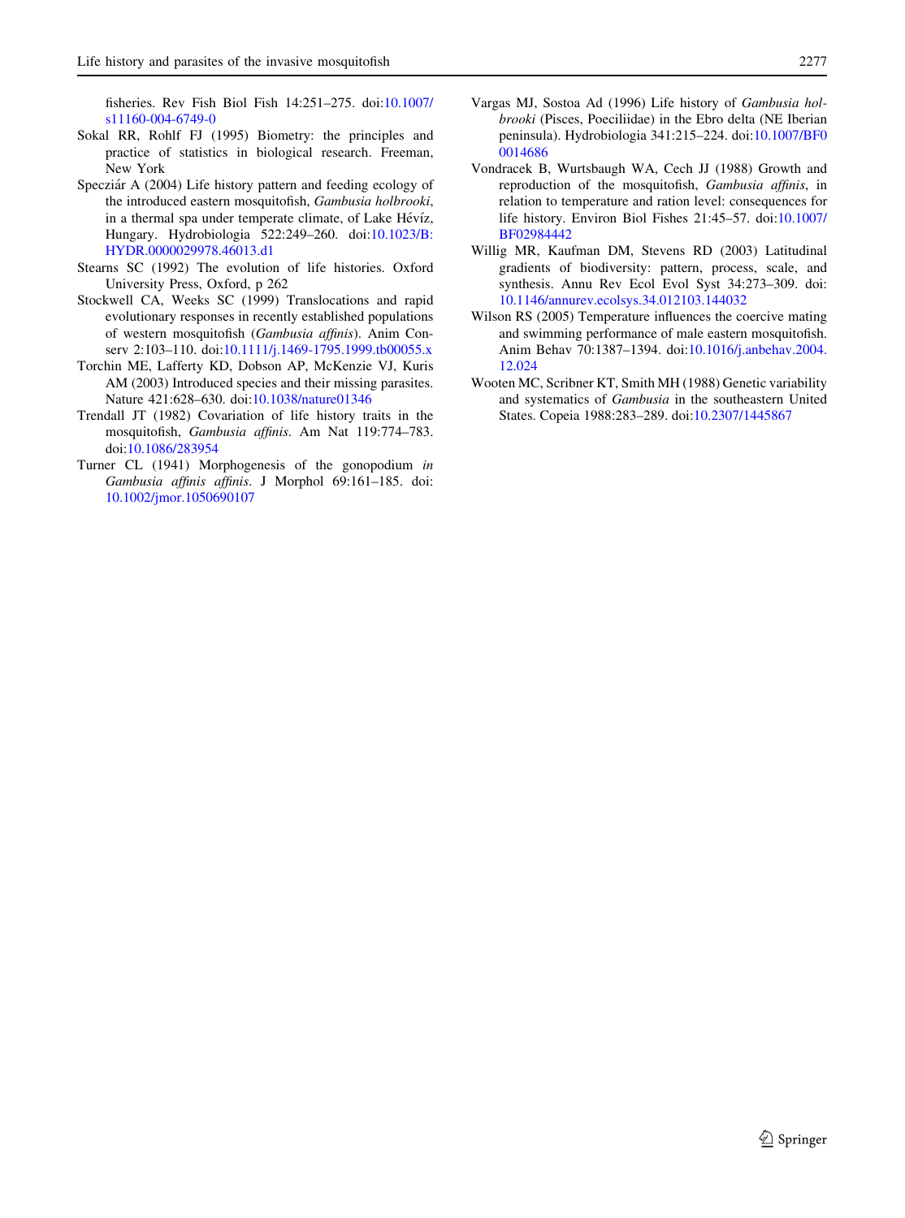fisheries. Rev Fish Biol Fish 14:251–275. doi:10.1007/s11160-004-6749-0

Sokal RR, Rohlf FJ (1995) Biometry: the principles and practice of statistics in biological research. Freeman, New York

Specziár A (2004) Life history pattern and feeding ecology of the introduced eastern mosquitofish, *Gambusia holbrooki*, in a thermal spa under temperate climate, of Lake Hévíz, Hungary. Hydrobiologia 522:249–260. doi:10.1023/B:HYDR.0000029978.46013.d1

Stearns SC (1992) The evolution of life histories. Oxford University Press, Oxford, p 262

Stockwell CA, Weeks SC (1999) Translocations and rapid evolutionary responses in recently established populations of western mosquitofish (*Gambusia affinis*). Anim Conserv 2:103–110. doi:10.1111/j.1469-1795.1999.tb00055.x

Torchin ME, Lafferty KD, Dobson AP, McKenzie VJ, Kuris AM (2003) Introduced species and their missing parasites. Nature 421:628–630. doi:10.1038/nature01346

Trendall JT (1982) Covariation of life history traits in the mosquitofish, *Gambusia affinis*. Am Nat 119:774–783. doi:10.1086/283954

Turner CL (1941) Morphogenesis of the gonopodium *in Gambusia affinis affinis*. J Morphol 69:161–185. doi:10.1002/jmor.1050690107

Vargas MJ, Sostoa Ad (1996) Life history of *Gambusia holbrooki* (Pisces, Poeciliidae) in the Ebro delta (NE Iberian peninsula). Hydrobiologia 341:215–224. doi:10.1007/BF00014686

Vondracek B, Wurtsbaugh WA, Cech JJ (1988) Growth and reproduction of the mosquitofish, *Gambusia affinis*, in relation to temperature and ration level: consequences for life history. Environ Biol Fishes 21:45–57. doi:10.1007/BF02984442

Willig MR, Kaufman DM, Stevens RD (2003) Latitudinal gradients of biodiversity: pattern, process, scale, and synthesis. Annu Rev Ecol Evol Syst 34:273–309. doi:10.1146/annurev.ecolsys.34.012103.144032

Wilson RS (2005) Temperature influences the coercive mating and swimming performance of male eastern mosquitofish. Anim Behav 70:1387–1394. doi:10.1016/j.anbehav.2004.12.024

Wooten MC, Scribner KT, Smith MH (1988) Genetic variability and systematics of *Gambusia* in the southeastern United States. Copeia 1988:283–289. doi:10.2307/1445867